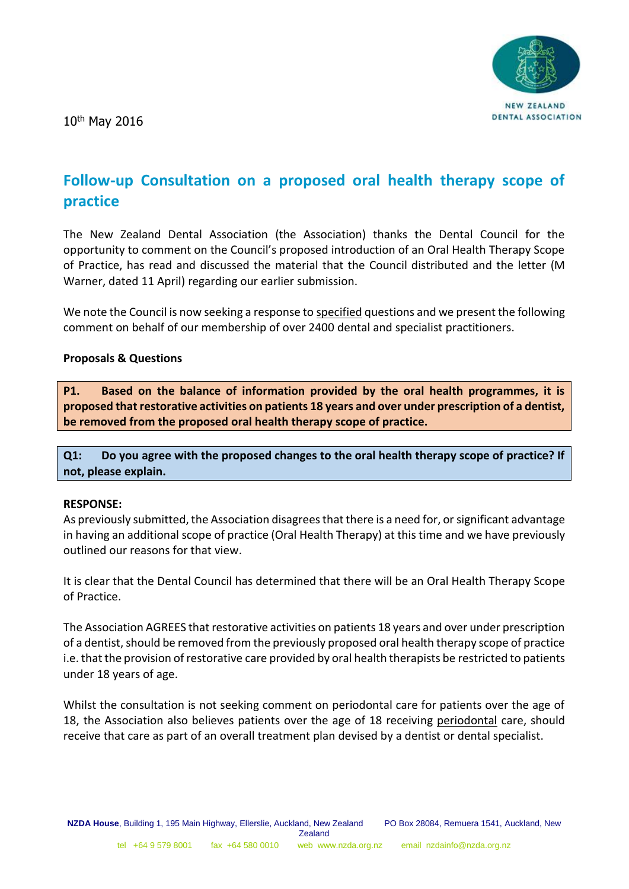NEW ZEALAND DENTAL ASSOCIATION

10th May 2016

# Follow-up Consultation on a proposed oral health therapy scope of practice

The New Zealand Dental Association (the Association) thanks the Dental Council for the opportunity to comment on the Council's proposed introduction of an Oral Health Therapy Scope of Practice, has read and discussed the material that the Council distributed and the letter (M Warner, dated 11 April) regarding our earlier submission.

We note the Council is now seeking a response to specified questions and we present the following comment on behalf of our membership of over 2400 dental and specialist practitioners.

**Proposals & Questions**

**P1. Based on the balance of information provided by the oral health programmes, it is proposed that restorative activities on patients 18 years and over under prescription of a dentist, be removed from the proposed oral health therapy scope of practice.**

**Q1: Do you agree with the proposed changes to the oral health therapy scope of practice? If not, please explain.**

**RESPONSE:**

As previously submitted, the Association disagrees that there is a need for, or significant advantage in having an additional scope of practice (Oral Health Therapy) at this time and we have previously outlined our reasons for that view.

It is clear that the Dental Council has determined that there will be an Oral Health Therapy Scope of Practice.

The Association AGREES that restorative activities on patients 18 years and over under prescription of a dentist, should be removed from the previously proposed oral health therapy scope of practice i.e. that the provision of restorative care provided by oral health therapists be restricted to patients under 18 years of age.

Whilst the consultation is not seeking comment on periodontal care for patients over the age of 18, the Association also believes patients over the age of 18 receiving periodontal care, should receive that care as part of an overall treatment plan devised by a dentist or dental specialist.

**NZDA House**, Building 1, 195 Main Highway, Ellerslie, Auckland, New Zealand PO Box 28084, Remuera 1541, Auckland, New Zealand
tel +64 9 579 8001 fax +64 580 0010 web www.nzda.org.nz email nzdainfo@nzda.org.nz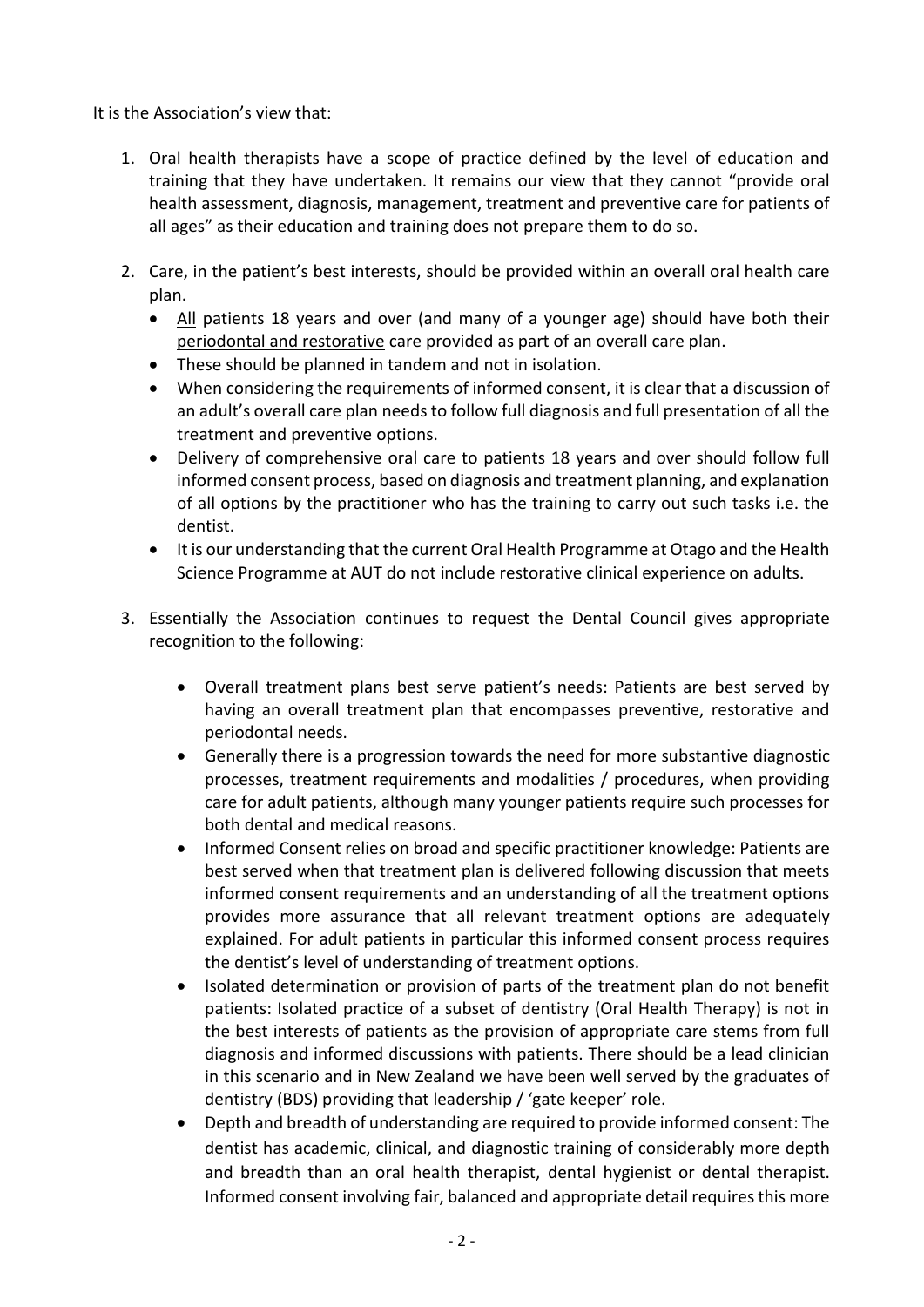It is the Association's view that:

1. Oral health therapists have a scope of practice defined by the level of education and training that they have undertaken. It remains our view that they cannot "provide oral health assessment, diagnosis, management, treatment and preventive care for patients of all ages" as their education and training does not prepare them to do so.

2. Care, in the patient's best interests, should be provided within an overall oral health care plan.
   - <u>All</u> patients 18 years and over (and many of a younger age) should have both their <u>periodontal and restorative</u> care provided as part of an overall care plan.
   - These should be planned in tandem and not in isolation.
   - When considering the requirements of informed consent, it is clear that a discussion of an adult's overall care plan needs to follow full diagnosis and full presentation of all the treatment and preventive options.
   - Delivery of comprehensive oral care to patients 18 years and over should follow full informed consent process, based on diagnosis and treatment planning, and explanation of all options by the practitioner who has the training to carry out such tasks i.e. the dentist.
   - It is our understanding that the current Oral Health Programme at Otago and the Health Science Programme at AUT do not include restorative clinical experience on adults.

3. Essentially the Association continues to request the Dental Council gives appropriate recognition to the following:

   - Overall treatment plans best serve patient's needs: Patients are best served by having an overall treatment plan that encompasses preventive, restorative and periodontal needs.
   - Generally there is a progression towards the need for more substantive diagnostic processes, treatment requirements and modalities / procedures, when providing care for adult patients, although many younger patients require such processes for both dental and medical reasons.
   - Informed Consent relies on broad and specific practitioner knowledge: Patients are best served when that treatment plan is delivered following discussion that meets informed consent requirements and an understanding of all the treatment options provides more assurance that all relevant treatment options are adequately explained. For adult patients in particular this informed consent process requires the dentist's level of understanding of treatment options.
   - Isolated determination or provision of parts of the treatment plan do not benefit patients: Isolated practice of a subset of dentistry (Oral Health Therapy) is not in the best interests of patients as the provision of appropriate care stems from full diagnosis and informed discussions with patients. There should be a lead clinician in this scenario and in New Zealand we have been well served by the graduates of dentistry (BDS) providing that leadership / 'gate keeper' role.
   - Depth and breadth of understanding are required to provide informed consent: The dentist has academic, clinical, and diagnostic training of considerably more depth and breadth than an oral health therapist, dental hygienist or dental therapist. Informed consent involving fair, balanced and appropriate detail requires this more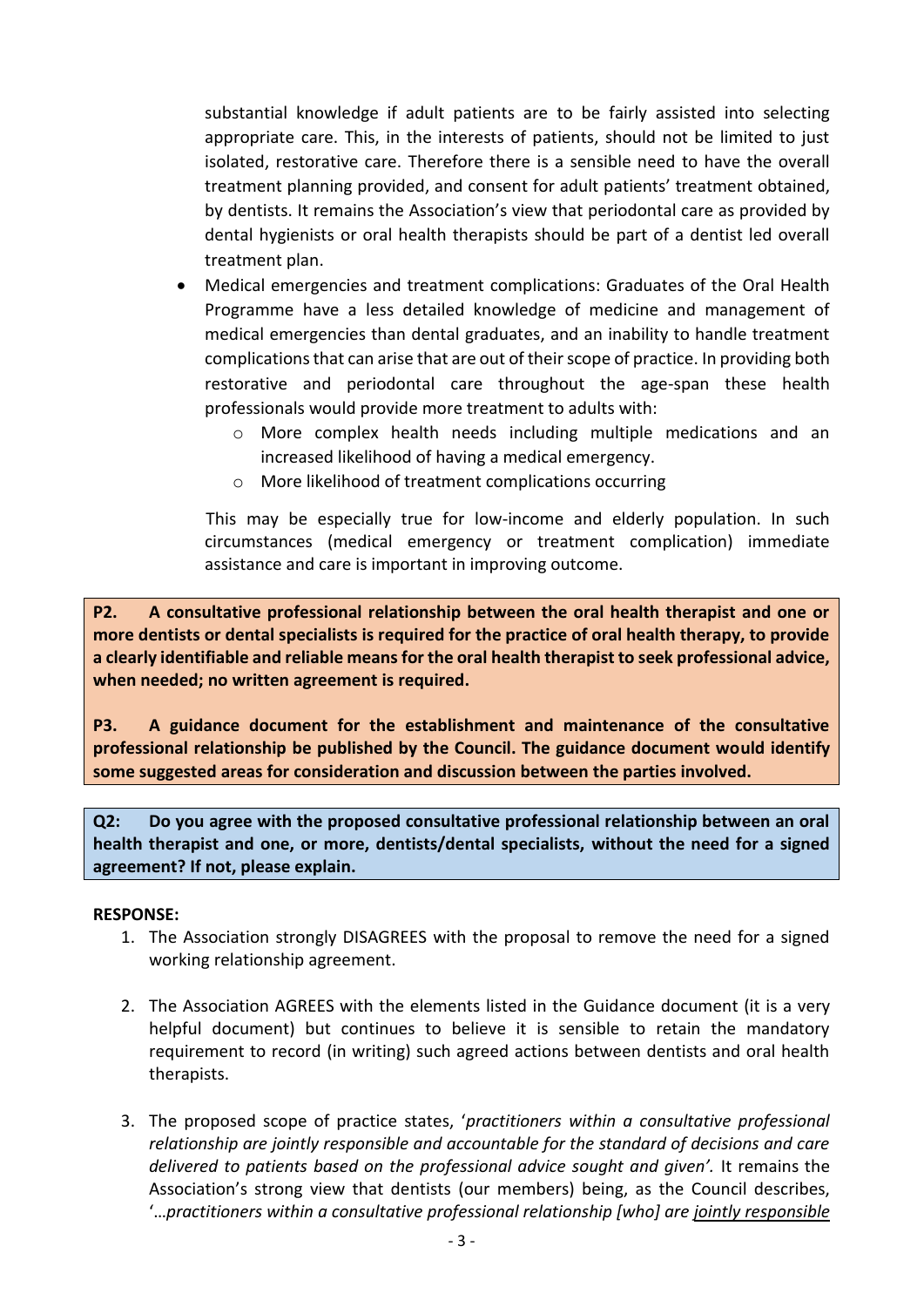substantial knowledge if adult patients are to be fairly assisted into selecting appropriate care. This, in the interests of patients, should not be limited to just isolated, restorative care. Therefore there is a sensible need to have the overall treatment planning provided, and consent for adult patients' treatment obtained, by dentists. It remains the Association's view that periodontal care as provided by dental hygienists or oral health therapists should be part of a dentist led overall treatment plan.

- Medical emergencies and treatment complications: Graduates of the Oral Health Programme have a less detailed knowledge of medicine and management of medical emergencies than dental graduates, and an inability to handle treatment complications that can arise that are out of their scope of practice. In providing both restorative and periodontal care throughout the age-span these health professionals would provide more treatment to adults with:
  - More complex health needs including multiple medications and an increased likelihood of having a medical emergency.
  - More likelihood of treatment complications occurring

  This may be especially true for low-income and elderly population. In such circumstances (medical emergency or treatment complication) immediate assistance and care is important in improving outcome.

**P2. A consultative professional relationship between the oral health therapist and one or more dentists or dental specialists is required for the practice of oral health therapy, to provide a clearly identifiable and reliable means for the oral health therapist to seek professional advice, when needed; no written agreement is required.**

**P3. A guidance document for the establishment and maintenance of the consultative professional relationship be published by the Council. The guidance document would identify some suggested areas for consideration and discussion between the parties involved.**

**Q2: Do you agree with the proposed consultative professional relationship between an oral health therapist and one, or more, dentists/dental specialists, without the need for a signed agreement? If not, please explain.**

**RESPONSE:**

1. The Association strongly DISAGREES with the proposal to remove the need for a signed working relationship agreement.

2. The Association AGREES with the elements listed in the Guidance document (it is a very helpful document) but continues to believe it is sensible to retain the mandatory requirement to record (in writing) such agreed actions between dentists and oral health therapists.

3. The proposed scope of practice states, '*practitioners within a consultative professional relationship are jointly responsible and accountable for the standard of decisions and care delivered to patients based on the professional advice sought and given'.* It remains the Association's strong view that dentists (our members) being, as the Council describes, '*…practitioners within a consultative professional relationship [who] are <u>jointly responsible</u>*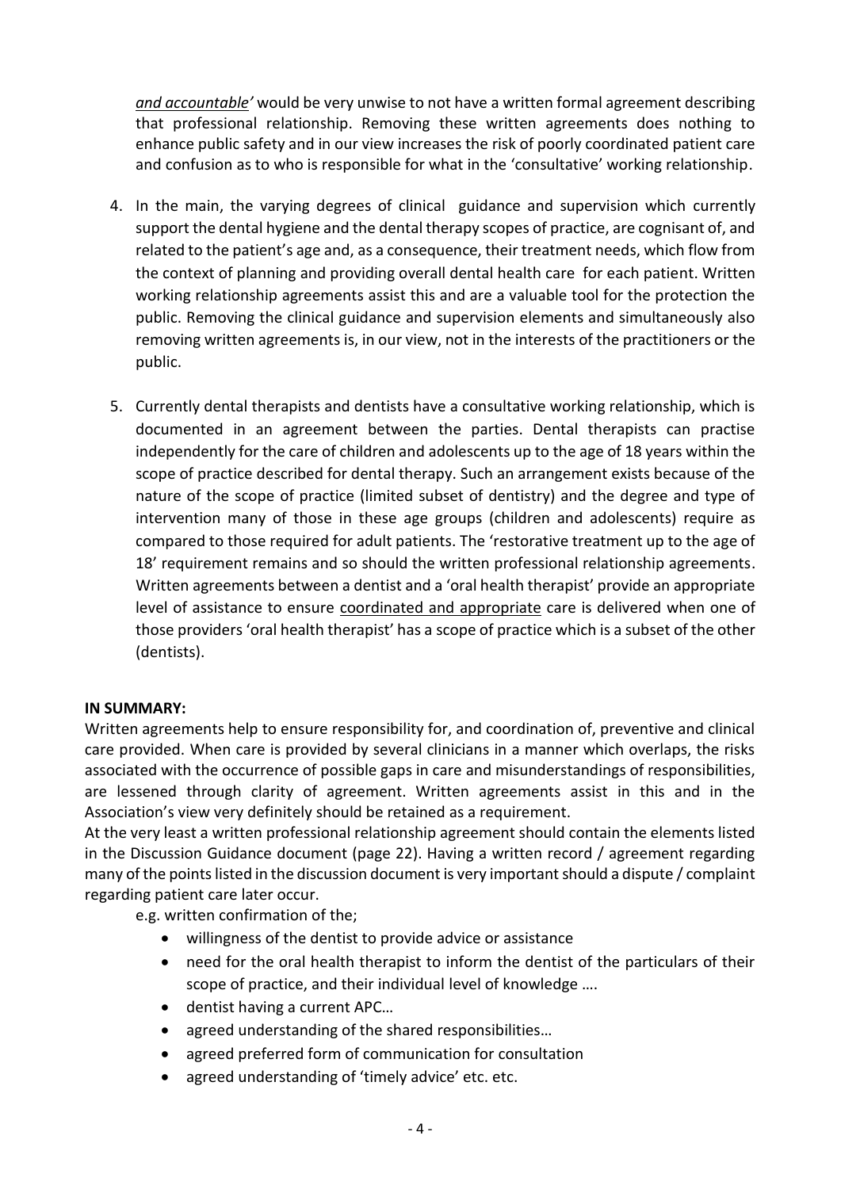*and accountable'* would be very unwise to not have a written formal agreement describing that professional relationship. Removing these written agreements does nothing to enhance public safety and in our view increases the risk of poorly coordinated patient care and confusion as to who is responsible for what in the 'consultative' working relationship.

4. In the main, the varying degrees of clinical guidance and supervision which currently support the dental hygiene and the dental therapy scopes of practice, are cognisant of, and related to the patient's age and, as a consequence, their treatment needs, which flow from the context of planning and providing overall dental health care for each patient. Written working relationship agreements assist this and are a valuable tool for the protection the public. Removing the clinical guidance and supervision elements and simultaneously also removing written agreements is, in our view, not in the interests of the practitioners or the public.

5. Currently dental therapists and dentists have a consultative working relationship, which is documented in an agreement between the parties. Dental therapists can practise independently for the care of children and adolescents up to the age of 18 years within the scope of practice described for dental therapy. Such an arrangement exists because of the nature of the scope of practice (limited subset of dentistry) and the degree and type of intervention many of those in these age groups (children and adolescents) require as compared to those required for adult patients. The 'restorative treatment up to the age of 18' requirement remains and so should the written professional relationship agreements. Written agreements between a dentist and a 'oral health therapist' provide an appropriate level of assistance to ensure <u>coordinated and appropriate</u> care is delivered when one of those providers 'oral health therapist' has a scope of practice which is a subset of the other (dentists).

**IN SUMMARY:**

Written agreements help to ensure responsibility for, and coordination of, preventive and clinical care provided. When care is provided by several clinicians in a manner which overlaps, the risks associated with the occurrence of possible gaps in care and misunderstandings of responsibilities, are lessened through clarity of agreement. Written agreements assist in this and in the Association's view very definitely should be retained as a requirement.

At the very least a written professional relationship agreement should contain the elements listed in the Discussion Guidance document (page 22). Having a written record / agreement regarding many of the points listed in the discussion document is very important should a dispute / complaint regarding patient care later occur.

e.g. written confirmation of the;

- willingness of the dentist to provide advice or assistance
- need for the oral health therapist to inform the dentist of the particulars of their scope of practice, and their individual level of knowledge ….
- dentist having a current APC…
- agreed understanding of the shared responsibilities…
- agreed preferred form of communication for consultation
- agreed understanding of 'timely advice' etc. etc.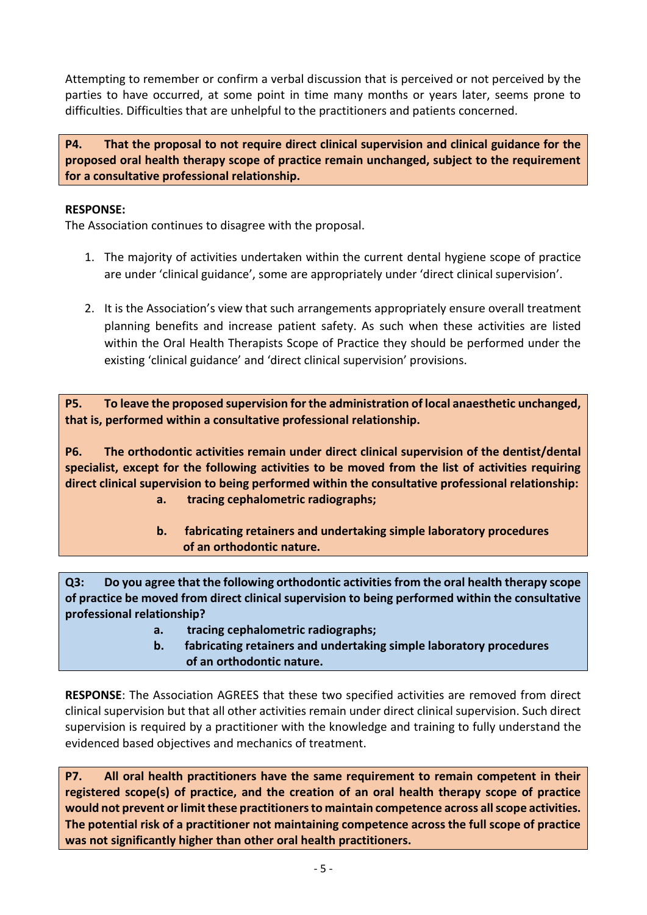Attempting to remember or confirm a verbal discussion that is perceived or not perceived by the parties to have occurred, at some point in time many months or years later, seems prone to difficulties. Difficulties that are unhelpful to the practitioners and patients concerned.

**P4. That the proposal to not require direct clinical supervision and clinical guidance for the proposed oral health therapy scope of practice remain unchanged, subject to the requirement for a consultative professional relationship.**

**RESPONSE:**
The Association continues to disagree with the proposal.

1. The majority of activities undertaken within the current dental hygiene scope of practice are under 'clinical guidance', some are appropriately under 'direct clinical supervision'.

2. It is the Association's view that such arrangements appropriately ensure overall treatment planning benefits and increase patient safety. As such when these activities are listed within the Oral Health Therapists Scope of Practice they should be performed under the existing 'clinical guidance' and 'direct clinical supervision' provisions.

**P5. To leave the proposed supervision for the administration of local anaesthetic unchanged, that is, performed within a consultative professional relationship.**

**P6. The orthodontic activities remain under direct clinical supervision of the dentist/dental specialist, except for the following activities to be moved from the list of activities requiring direct clinical supervision to being performed within the consultative professional relationship:**

**a. tracing cephalometric radiographs;**

**b. fabricating retainers and undertaking simple laboratory procedures of an orthodontic nature.**

**Q3: Do you agree that the following orthodontic activities from the oral health therapy scope of practice be moved from direct clinical supervision to being performed within the consultative professional relationship?**

**a. tracing cephalometric radiographs;**

**b. fabricating retainers and undertaking simple laboratory procedures of an orthodontic nature.**

**RESPONSE**: The Association AGREES that these two specified activities are removed from direct clinical supervision but that all other activities remain under direct clinical supervision. Such direct supervision is required by a practitioner with the knowledge and training to fully understand the evidenced based objectives and mechanics of treatment.

**P7. All oral health practitioners have the same requirement to remain competent in their registered scope(s) of practice, and the creation of an oral health therapy scope of practice would not prevent or limit these practitioners to maintain competence across all scope activities. The potential risk of a practitioner not maintaining competence across the full scope of practice was not significantly higher than other oral health practitioners.**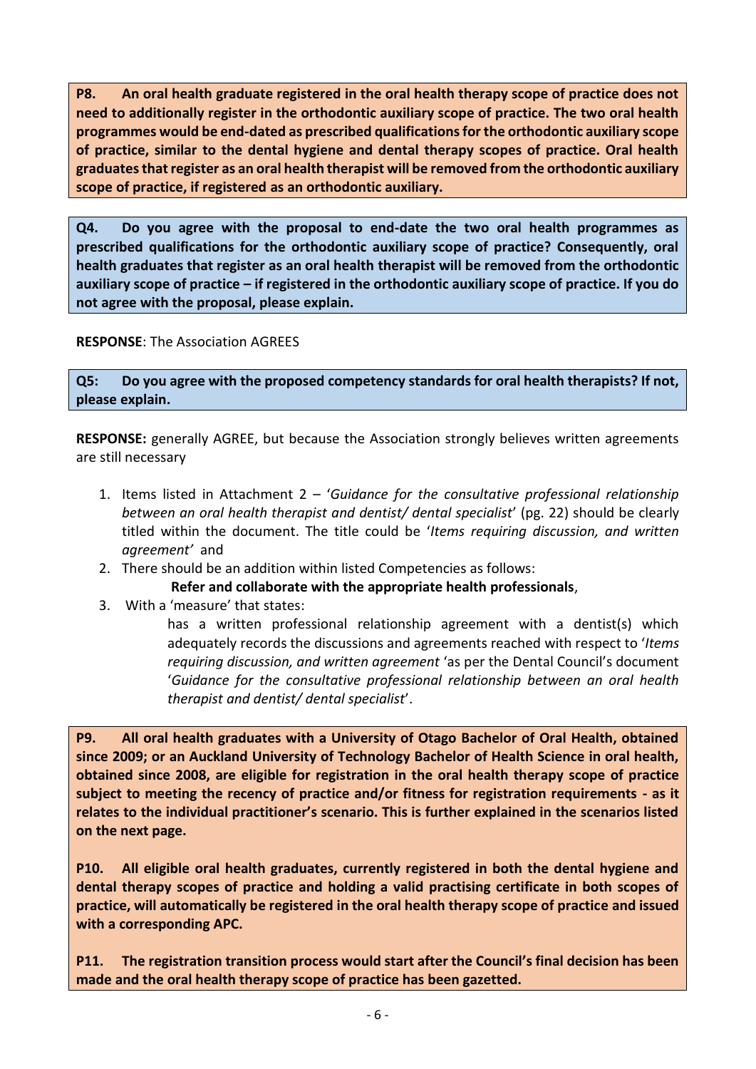**P8. An oral health graduate registered in the oral health therapy scope of practice does not need to additionally register in the orthodontic auxiliary scope of practice. The two oral health programmes would be end-dated as prescribed qualifications for the orthodontic auxiliary scope of practice, similar to the dental hygiene and dental therapy scopes of practice. Oral health graduates that register as an oral health therapist will be removed from the orthodontic auxiliary scope of practice, if registered as an orthodontic auxiliary.**

**Q4. Do you agree with the proposal to end-date the two oral health programmes as prescribed qualifications for the orthodontic auxiliary scope of practice? Consequently, oral health graduates that register as an oral health therapist will be removed from the orthodontic auxiliary scope of practice – if registered in the orthodontic auxiliary scope of practice. If you do not agree with the proposal, please explain.**

**RESPONSE**: The Association AGREES

**Q5: Do you agree with the proposed competency standards for oral health therapists? If not, please explain.**

**RESPONSE:** generally AGREE, but because the Association strongly believes written agreements are still necessary

1. Items listed in Attachment 2 – '*Guidance for the consultative professional relationship between an oral health therapist and dentist/ dental specialist*' (pg. 22) should be clearly titled within the document. The title could be '*Items requiring discussion, and written agreement'* and
2. There should be an addition within listed Competencies as follows:

   **Refer and collaborate with the appropriate health professionals**,
3. With a 'measure' that states:

   has a written professional relationship agreement with a dentist(s) which adequately records the discussions and agreements reached with respect to '*Items requiring discussion, and written agreement* 'as per the Dental Council's document '*Guidance for the consultative professional relationship between an oral health therapist and dentist/ dental specialist*'.

**P9. All oral health graduates with a University of Otago Bachelor of Oral Health, obtained since 2009; or an Auckland University of Technology Bachelor of Health Science in oral health, obtained since 2008, are eligible for registration in the oral health therapy scope of practice subject to meeting the recency of practice and/or fitness for registration requirements - as it relates to the individual practitioner's scenario. This is further explained in the scenarios listed on the next page.**

**P10. All eligible oral health graduates, currently registered in both the dental hygiene and dental therapy scopes of practice and holding a valid practising certificate in both scopes of practice, will automatically be registered in the oral health therapy scope of practice and issued with a corresponding APC.**

**P11. The registration transition process would start after the Council's final decision has been made and the oral health therapy scope of practice has been gazetted.**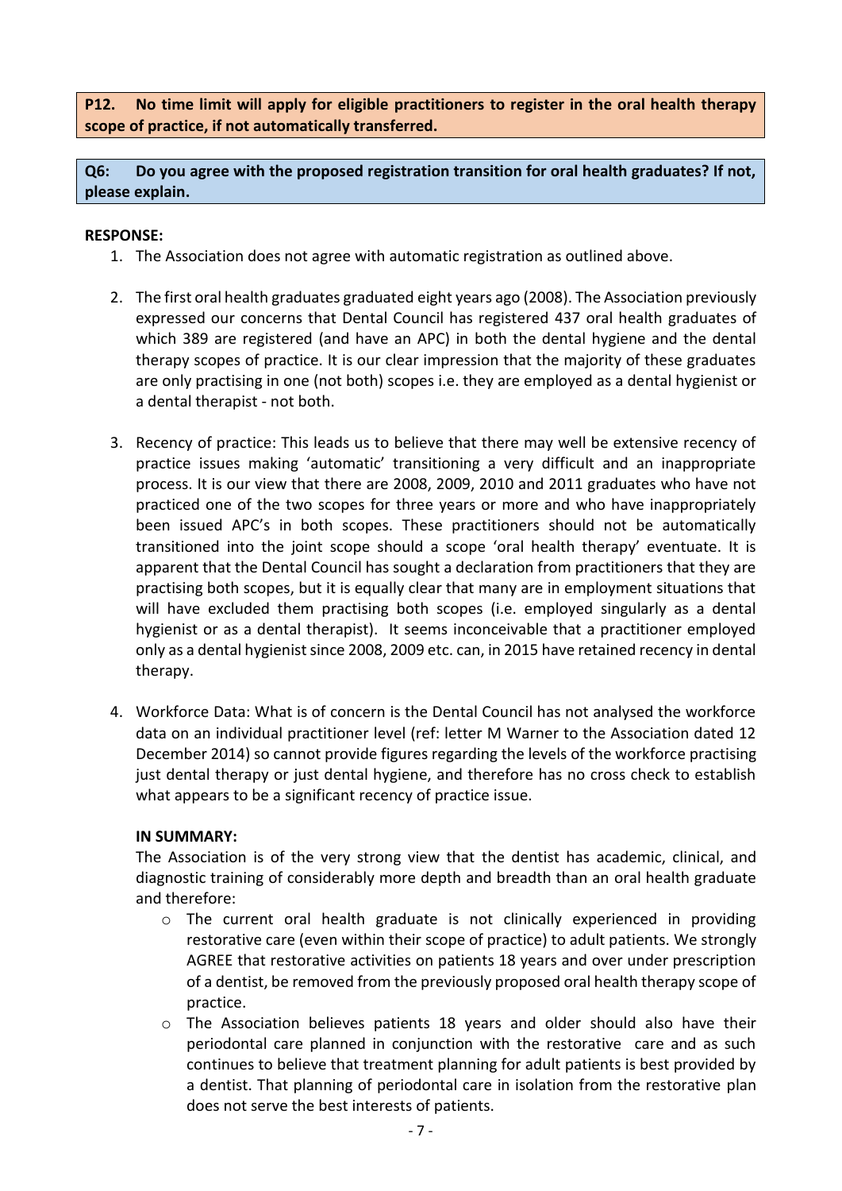**P12. No time limit will apply for eligible practitioners to register in the oral health therapy scope of practice, if not automatically transferred.**

**Q6: Do you agree with the proposed registration transition for oral health graduates? If not, please explain.**

**RESPONSE:**

1. The Association does not agree with automatic registration as outlined above.

2. The first oral health graduates graduated eight years ago (2008). The Association previously expressed our concerns that Dental Council has registered 437 oral health graduates of which 389 are registered (and have an APC) in both the dental hygiene and the dental therapy scopes of practice. It is our clear impression that the majority of these graduates are only practising in one (not both) scopes i.e. they are employed as a dental hygienist or a dental therapist - not both.

3. Recency of practice: This leads us to believe that there may well be extensive recency of practice issues making 'automatic' transitioning a very difficult and an inappropriate process. It is our view that there are 2008, 2009, 2010 and 2011 graduates who have not practiced one of the two scopes for three years or more and who have inappropriately been issued APC's in both scopes. These practitioners should not be automatically transitioned into the joint scope should a scope 'oral health therapy' eventuate. It is apparent that the Dental Council has sought a declaration from practitioners that they are practising both scopes, but it is equally clear that many are in employment situations that will have excluded them practising both scopes (i.e. employed singularly as a dental hygienist or as a dental therapist). It seems inconceivable that a practitioner employed only as a dental hygienist since 2008, 2009 etc. can, in 2015 have retained recency in dental therapy.

4. Workforce Data: What is of concern is the Dental Council has not analysed the workforce data on an individual practitioner level (ref: letter M Warner to the Association dated 12 December 2014) so cannot provide figures regarding the levels of the workforce practising just dental therapy or just dental hygiene, and therefore has no cross check to establish what appears to be a significant recency of practice issue.

**IN SUMMARY:**

The Association is of the very strong view that the dentist has academic, clinical, and diagnostic training of considerably more depth and breadth than an oral health graduate and therefore:

- The current oral health graduate is not clinically experienced in providing restorative care (even within their scope of practice) to adult patients. We strongly AGREE that restorative activities on patients 18 years and over under prescription of a dentist, be removed from the previously proposed oral health therapy scope of practice.
- The Association believes patients 18 years and older should also have their periodontal care planned in conjunction with the restorative care and as such continues to believe that treatment planning for adult patients is best provided by a dentist. That planning of periodontal care in isolation from the restorative plan does not serve the best interests of patients.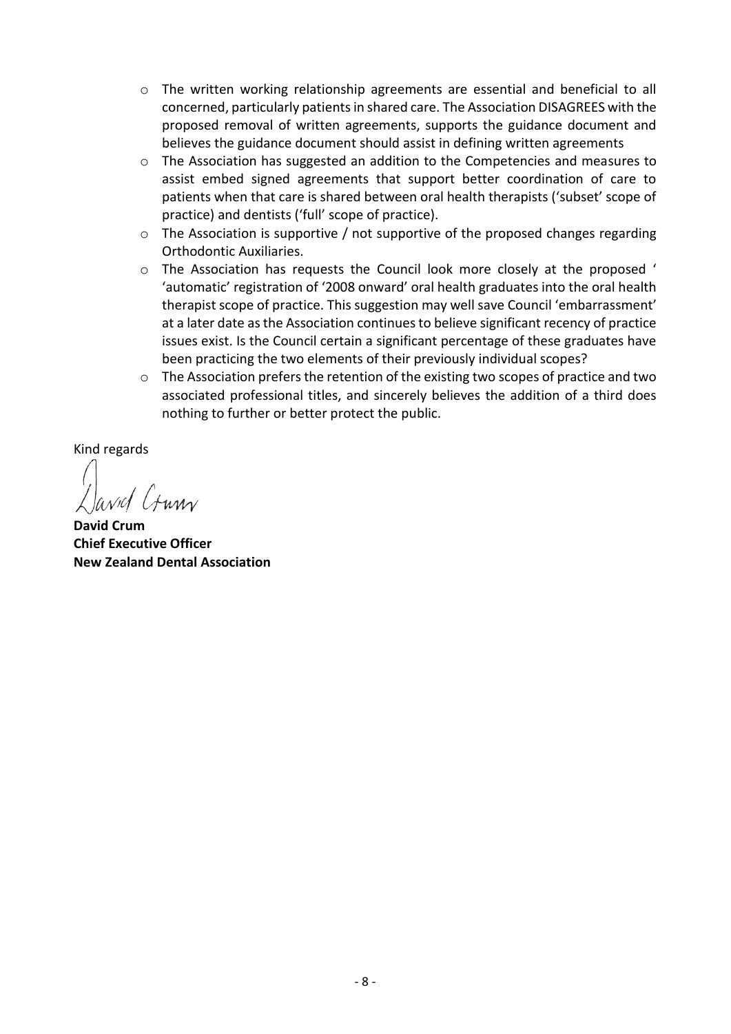- The written working relationship agreements are essential and beneficial to all concerned, particularly patients in shared care. The Association DISAGREES with the proposed removal of written agreements, supports the guidance document and believes the guidance document should assist in defining written agreements
- The Association has suggested an addition to the Competencies and measures to assist embed signed agreements that support better coordination of care to patients when that care is shared between oral health therapists ('subset' scope of practice) and dentists ('full' scope of practice).
- The Association is supportive / not supportive of the proposed changes regarding Orthodontic Auxiliaries.
- The Association has requests the Council look more closely at the proposed ' 'automatic' registration of '2008 onward' oral health graduates into the oral health therapist scope of practice. This suggestion may well save Council 'embarrassment' at a later date as the Association continues to believe significant recency of practice issues exist. Is the Council certain a significant percentage of these graduates have been practicing the two elements of their previously individual scopes?
- The Association prefers the retention of the existing two scopes of practice and two associated professional titles, and sincerely believes the addition of a third does nothing to further or better protect the public.

Kind regards

David Crum

**David Crum**
**Chief Executive Officer**
**New Zealand Dental Association**